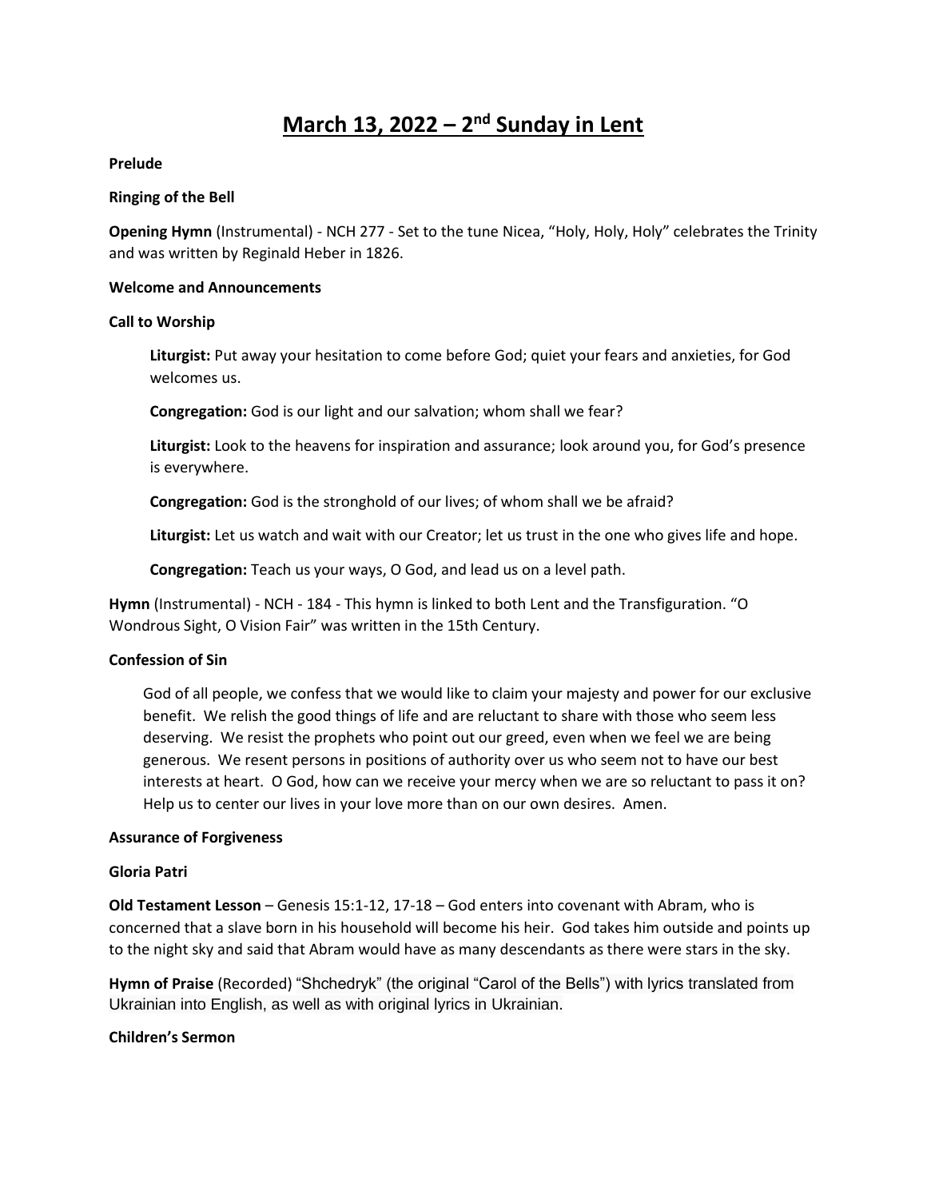# March 13, 2022 – 2nd Sunday in Lent

**Prelude**

**Ringing of the Bell**

**Opening Hymn** (Instrumental) - NCH 277 - Set to the tune Nicea, "Holy, Holy, Holy" celebrates the Trinity and was written by Reginald Heber in 1826.

**Welcome and Announcements**

**Call to Worship**

> **Liturgist:** Put away your hesitation to come before God; quiet your fears and anxieties, for God welcomes us.
>
> **Congregation:** God is our light and our salvation; whom shall we fear?
>
> **Liturgist:** Look to the heavens for inspiration and assurance; look around you, for God's presence is everywhere.
>
> **Congregation:** God is the stronghold of our lives; of whom shall we be afraid?
>
> **Liturgist:** Let us watch and wait with our Creator; let us trust in the one who gives life and hope.
>
> **Congregation:** Teach us your ways, O God, and lead us on a level path.

**Hymn** (Instrumental) - NCH - 184 - This hymn is linked to both Lent and the Transfiguration. "O Wondrous Sight, O Vision Fair" was written in the 15th Century.

**Confession of Sin**

> God of all people, we confess that we would like to claim your majesty and power for our exclusive benefit. We relish the good things of life and are reluctant to share with those who seem less deserving. We resist the prophets who point out our greed, even when we feel we are being generous. We resent persons in positions of authority over us who seem not to have our best interests at heart. O God, how can we receive your mercy when we are so reluctant to pass it on? Help us to center our lives in your love more than on our own desires. Amen.

**Assurance of Forgiveness**

**Gloria Patri**

**Old Testament Lesson** – Genesis 15:1-12, 17-18 – God enters into covenant with Abram, who is concerned that a slave born in his household will become his heir. God takes him outside and points up to the night sky and said that Abram would have as many descendants as there were stars in the sky.

**Hymn of Praise** (Recorded) "Shchedryk" (the original "Carol of the Bells") with lyrics translated from Ukrainian into English, as well as with original lyrics in Ukrainian.

**Children's Sermon**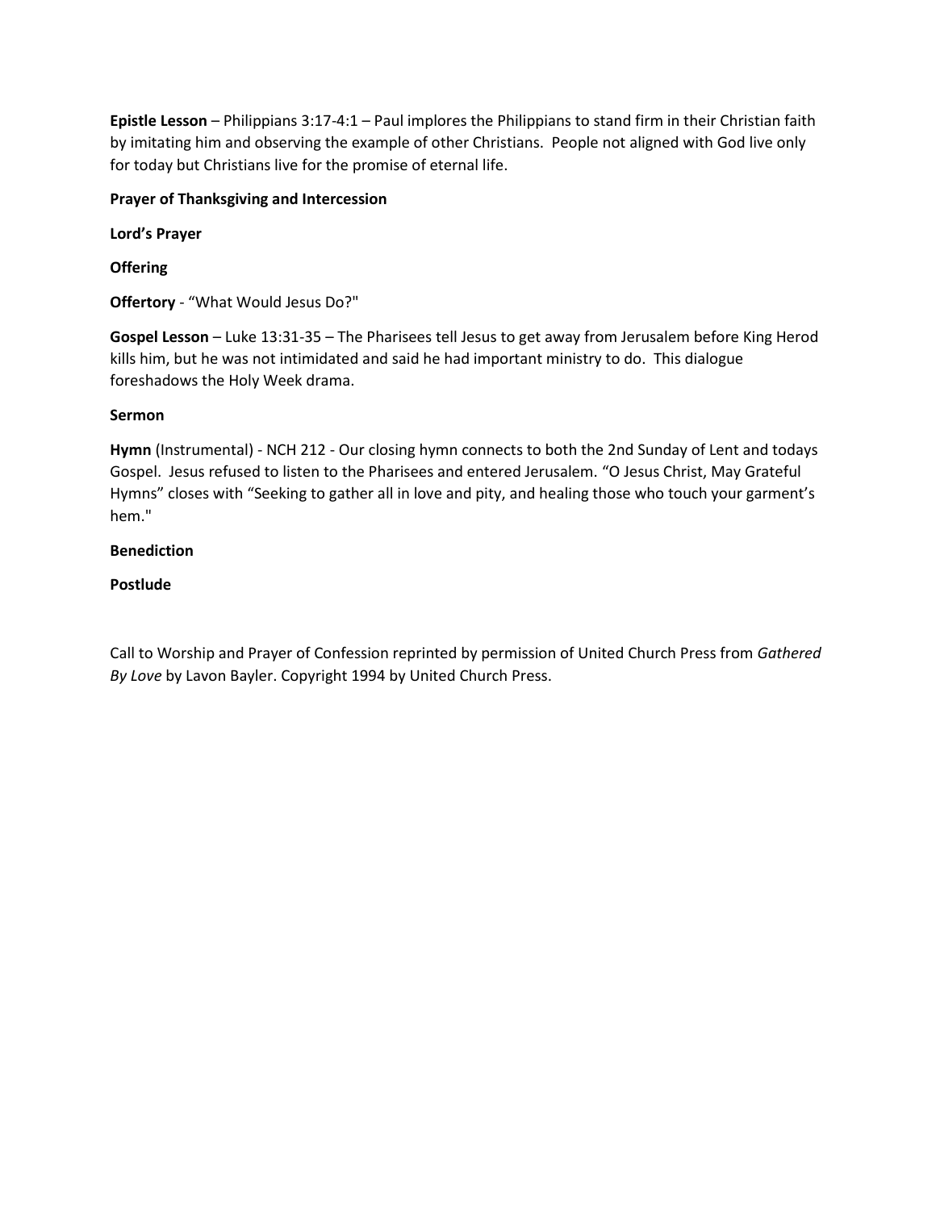**Epistle Lesson** – Philippians 3:17-4:1 – Paul implores the Philippians to stand firm in their Christian faith by imitating him and observing the example of other Christians. People not aligned with God live only for today but Christians live for the promise of eternal life.

**Prayer of Thanksgiving and Intercession**

**Lord's Prayer**

**Offering**

**Offertory** - "What Would Jesus Do?"

**Gospel Lesson** – Luke 13:31-35 – The Pharisees tell Jesus to get away from Jerusalem before King Herod kills him, but he was not intimidated and said he had important ministry to do. This dialogue foreshadows the Holy Week drama.

**Sermon**

**Hymn** (Instrumental) - NCH 212 - Our closing hymn connects to both the 2nd Sunday of Lent and todays Gospel. Jesus refused to listen to the Pharisees and entered Jerusalem. "O Jesus Christ, May Grateful Hymns" closes with "Seeking to gather all in love and pity, and healing those who touch your garment's hem."

**Benediction**

**Postlude**

Call to Worship and Prayer of Confession reprinted by permission of United Church Press from *Gathered By Love* by Lavon Bayler. Copyright 1994 by United Church Press.